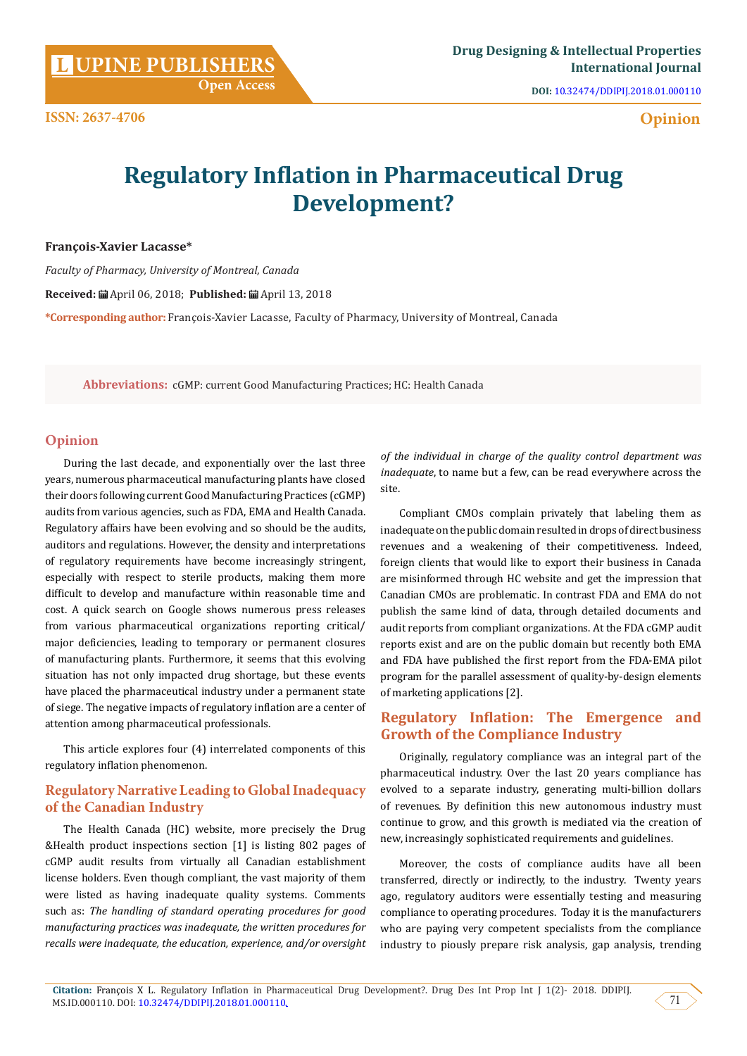# Regulatory Inflation in Pharmaceutical Drug Development?

**François-Xavier Lacasse***

*Faculty of Pharmacy, University of Montreal, Canada*

**Received:** April 06, 2018; **Published:** April 13, 2018

***Corresponding author:** François-Xavier Lacasse, Faculty of Pharmacy, University of Montreal, Canada

**Abbreviations:** cGMP: current Good Manufacturing Practices; HC: Health Canada

## Opinion

During the last decade, and exponentially over the last three years, numerous pharmaceutical manufacturing plants have closed their doors following current Good Manufacturing Practices (cGMP) audits from various agencies, such as FDA, EMA and Health Canada. Regulatory affairs have been evolving and so should be the audits, auditors and regulations. However, the density and interpretations of regulatory requirements have become increasingly stringent, especially with respect to sterile products, making them more difficult to develop and manufacture within reasonable time and cost. A quick search on Google shows numerous press releases from various pharmaceutical organizations reporting critical/ major deficiencies, leading to temporary or permanent closures of manufacturing plants. Furthermore, it seems that this evolving situation has not only impacted drug shortage, but these events have placed the pharmaceutical industry under a permanent state of siege. The negative impacts of regulatory inflation are a center of attention among pharmaceutical professionals.

This article explores four (4) interrelated components of this regulatory inflation phenomenon.

## Regulatory Narrative Leading to Global Inadequacy of the Canadian Industry

The Health Canada (HC) website, more precisely the Drug &Health product inspections section [1] is listing 802 pages of cGMP audit results from virtually all Canadian establishment license holders. Even though compliant, the vast majority of them were listed as having inadequate quality systems. Comments such as: *The handling of standard operating procedures for good manufacturing practices was inadequate, the written procedures for recalls were inadequate, the education, experience, and/or oversight of the individual in charge of the quality control department was inadequate*, to name but a few, can be read everywhere across the site.

Compliant CMOs complain privately that labeling them as inadequate on the public domain resulted in drops of direct business revenues and a weakening of their competitiveness. Indeed, foreign clients that would like to export their business in Canada are misinformed through HC website and get the impression that Canadian CMOs are problematic. In contrast FDA and EMA do not publish the same kind of data, through detailed documents and audit reports from compliant organizations. At the FDA cGMP audit reports exist and are on the public domain but recently both EMA and FDA have published the first report from the FDA-EMA pilot program for the parallel assessment of quality-by-design elements of marketing applications [2].

## Regulatory Inflation: The Emergence and Growth of the Compliance Industry

Originally, regulatory compliance was an integral part of the pharmaceutical industry. Over the last 20 years compliance has evolved to a separate industry, generating multi-billion dollars of revenues. By definition this new autonomous industry must continue to grow, and this growth is mediated via the creation of new, increasingly sophisticated requirements and guidelines.

Moreover, the costs of compliance audits have all been transferred, directly or indirectly, to the industry. Twenty years ago, regulatory auditors were essentially testing and measuring compliance to operating procedures. Today it is the manufacturers who are paying very competent specialists from the compliance industry to piously prepare risk analysis, gap analysis, trending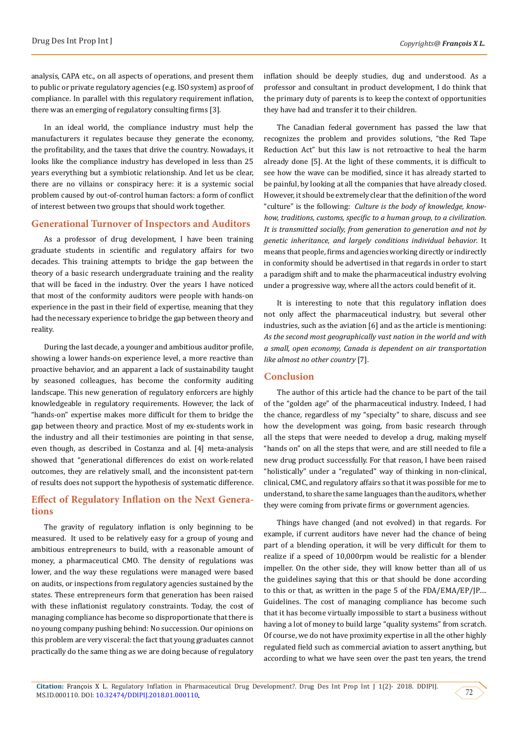analysis, CAPA etc., on all aspects of operations, and present them to public or private regulatory agencies (e.g. ISO system) as proof of compliance. In parallel with this regulatory requirement inflation, there was an emerging of regulatory consulting firms [3].

In an ideal world, the compliance industry must help the manufacturers it regulates because they generate the economy, the profitability, and the taxes that drive the country. Nowadays, it looks like the compliance industry has developed in less than 25 years everything but a symbiotic relationship. And let us be clear, there are no villains or conspiracy here: it is a systemic social problem caused by out-of-control human factors: a form of conflict of interest between two groups that should work together.

## Generational Turnover of Inspectors and Auditors

As a professor of drug development, I have been training graduate students in scientific and regulatory affairs for two decades. This training attempts to bridge the gap between the theory of a basic research undergraduate training and the reality that will be faced in the industry. Over the years I have noticed that most of the conformity auditors were people with hands-on experience in the past in their field of expertise, meaning that they had the necessary experience to bridge the gap between theory and reality.

During the last decade, a younger and ambitious auditor profile, showing a lower hands-on experience level, a more reactive than proactive behavior, and an apparent a lack of sustainability taught by seasoned colleagues, has become the conformity auditing landscape. This new generation of regulatory enforcers are highly knowledgeable in regulatory requirements. However, the lack of "hands-on" expertise makes more difficult for them to bridge the gap between theory and practice. Most of my ex-students work in the industry and all their testimonies are pointing in that sense, even though, as described in Costanza and al. [4] meta-analysis showed that "generational differences do exist on work-related outcomes, they are relatively small, and the inconsistent pat-tern of results does not support the hypothesis of systematic difference.

## Effect of Regulatory Inflation on the Next Generations

The gravity of regulatory inflation is only beginning to be measured. It used to be relatively easy for a group of young and ambitious entrepreneurs to build, with a reasonable amount of money, a pharmaceutical CMO. The density of regulations was lower, and the way these regulations were managed were based on audits, or inspections from regulatory agencies sustained by the states. These entrepreneurs form that generation has been raised with these inflationist regulatory constraints. Today, the cost of managing compliance has become so disproportionate that there is no young company pushing behind: No succession. Our opinions on this problem are very visceral: the fact that young graduates cannot practically do the same thing as we are doing because of regulatory inflation should be deeply studies, dug and understood. As a professor and consultant in product development, I do think that the primary duty of parents is to keep the context of opportunities they have had and transfer it to their children.

The Canadian federal government has passed the law that recognizes the problem and provides solutions, "the Red Tape Reduction Act" but this law is not retroactive to heal the harm already done [5]. At the light of these comments, it is difficult to see how the wave can be modified, since it has already started to be painful, by looking at all the companies that have already closed. However, it should be extremely clear that the definition of the word "culture" is the following: *Culture is the body of knowledge, know-how, traditions, customs, specific to a human group, to a civilization. It is transmitted socially, from generation to generation and not by genetic inheritance, and largely conditions individual behavior.* It means that people, firms and agencies working directly or indirectly in conformity should be advertised in that regards in order to start a paradigm shift and to make the pharmaceutical industry evolving under a progressive way, where all the actors could benefit of it.

It is interesting to note that this regulatory inflation does not only affect the pharmaceutical industry, but several other industries, such as the aviation [6] and as the article is mentioning: *As the second most geographically vast nation in the world and with a small, open economy, Canada is dependent on air transportation like almost no other country* [7].

## Conclusion

The author of this article had the chance to be part of the tail of the "golden age" of the pharmaceutical industry. Indeed, I had the chance, regardless of my "specialty" to share, discuss and see how the development was going, from basic research through all the steps that were needed to develop a drug, making myself "hands on" on all the steps that were, and are still needed to file a new drug product successfully. For that reason, I have been raised "holistically" under a "regulated" way of thinking in non-clinical, clinical, CMC, and regulatory affairs so that it was possible for me to understand, to share the same languages than the auditors, whether they were coming from private firms or government agencies.

Things have changed (and not evolved) in that regards. For example, if current auditors have never had the chance of being part of a blending operation, it will be very difficult for them to realize if a speed of 10,000rpm would be realistic for a blender impeller. On the other side, they will know better than all of us the guidelines saying that this or that should be done according to this or that, as written in the page 5 of the FDA/EMA/EP/JP.... Guidelines. The cost of managing compliance has become such that it has become virtually impossible to start a business without having a lot of money to build large "quality systems" from scratch. Of course, we do not have proximity expertise in all the other highly regulated field such as commercial aviation to assert anything, but according to what we have seen over the past ten years, the trend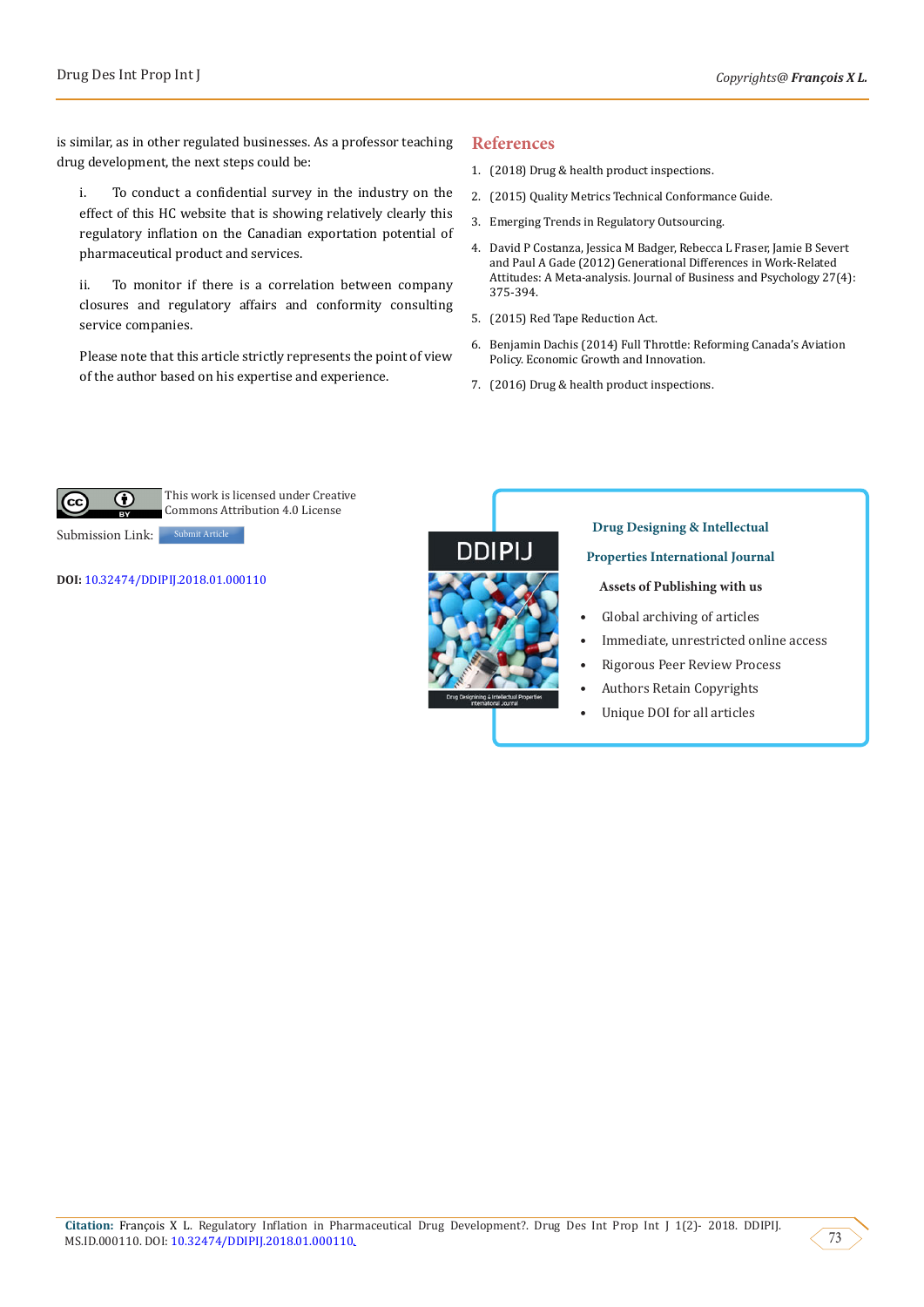is similar, as in other regulated businesses. As a professor teaching drug development, the next steps could be:

i. To conduct a confidential survey in the industry on the effect of this HC website that is showing relatively clearly this regulatory inflation on the Canadian exportation potential of pharmaceutical product and services.

ii. To monitor if there is a correlation between company closures and regulatory affairs and conformity consulting service companies.

Please note that this article strictly represents the point of view of the author based on his expertise and experience.

## References

1. (2018) Drug & health product inspections.
2. (2015) Quality Metrics Technical Conformance Guide.
3. Emerging Trends in Regulatory Outsourcing.
4. David P Costanza, Jessica M Badger, Rebecca L Fraser, Jamie B Severt and Paul A Gade (2012) Generational Differences in Work-Related Attitudes: A Meta-analysis. Journal of Business and Psychology 27(4): 375-394.
5. (2015) Red Tape Reduction Act.
6. Benjamin Dachis (2014) Full Throttle: Reforming Canada's Aviation Policy. Economic Growth and Innovation.
7. (2016) Drug & health product inspections.

This work is licensed under Creative Commons Attribution 4.0 License

Submission Link: Submit Article

**DOI:** 10.32474/DDIPIJ.2018.01.000110

**Drug Designing & Intellectual Properties International Journal**

**Assets of Publishing with us**

- Global archiving of articles
- Immediate, unrestricted online access
- Rigorous Peer Review Process
- Authors Retain Copyrights
- Unique DOI for all articles

**Citation:** François X L. Regulatory Inflation in Pharmaceutical Drug Development?. Drug Des Int Prop Int J 1(2)- 2018. DDIPIJ. MS.ID.000110. DOI: 10.32474/DDIPIJ.2018.01.000110.